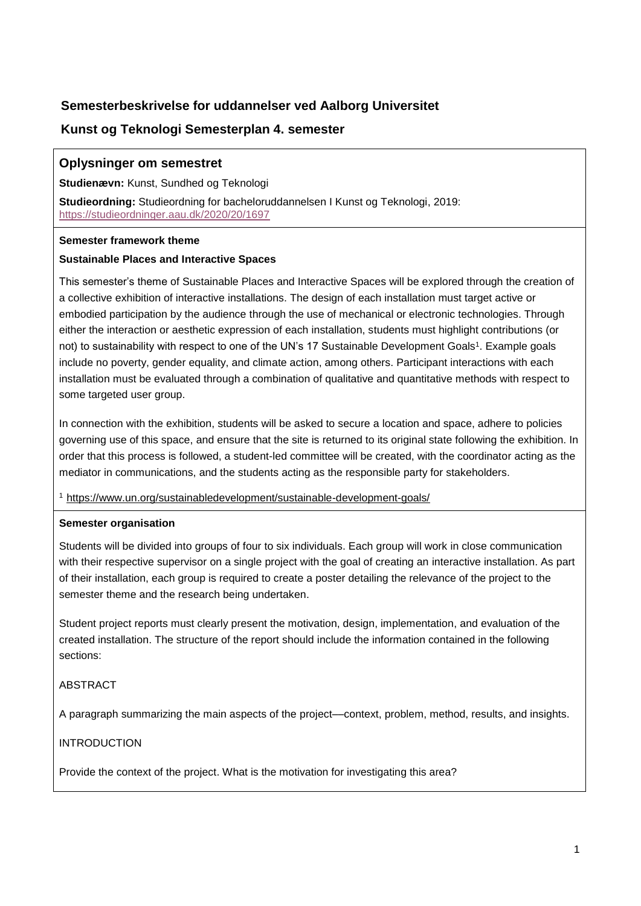# Semesterbeskrivelse for uddannelser ved Aalborg Universitet

## Kunst og Teknologi Semesterplan 4. semester

### Oplysninger om semestret

**Studienævn:** Kunst, Sundhed og Teknologi

**Studieordning:** Studieordning for bacheloruddannelsen I Kunst og Teknologi, 2019: https://studieordninger.aau.dk/2020/20/1697

**Semester framework theme**

**Sustainable Places and Interactive Spaces**

This semester's theme of Sustainable Places and Interactive Spaces will be explored through the creation of a collective exhibition of interactive installations. The design of each installation must target active or embodied participation by the audience through the use of mechanical or electronic technologies. Through either the interaction or aesthetic expression of each installation, students must highlight contributions (or not) to sustainability with respect to one of the UN's 17 Sustainable Development Goals[1]. Example goals include no poverty, gender equality, and climate action, among others. Participant interactions with each installation must be evaluated through a combination of qualitative and quantitative methods with respect to some targeted user group.

In connection with the exhibition, students will be asked to secure a location and space, adhere to policies governing use of this space, and ensure that the site is returned to its original state following the exhibition. In order that this process is followed, a student-led committee will be created, with the coordinator acting as the mediator in communications, and the students acting as the responsible party for stakeholders.

[1] https://www.un.org/sustainabledevelopment/sustainable-development-goals/

**Semester organisation**

Students will be divided into groups of four to six individuals. Each group will work in close communication with their respective supervisor on a single project with the goal of creating an interactive installation. As part of their installation, each group is required to create a poster detailing the relevance of the project to the semester theme and the research being undertaken.

Student project reports must clearly present the motivation, design, implementation, and evaluation of the created installation. The structure of the report should include the information contained in the following sections:

ABSTRACT

A paragraph summarizing the main aspects of the project—context, problem, method, results, and insights.

INTRODUCTION

Provide the context of the project. What is the motivation for investigating this area?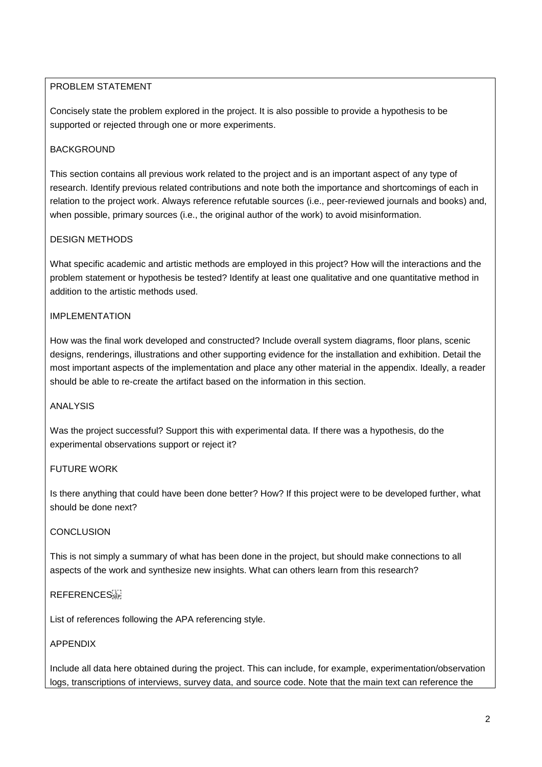## PROBLEM STATEMENT

Concisely state the problem explored in the project. It is also possible to provide a hypothesis to be supported or rejected through one or more experiments.

## BACKGROUND

This section contains all previous work related to the project and is an important aspect of any type of research. Identify previous related contributions and note both the importance and shortcomings of each in relation to the project work. Always reference refutable sources (i.e., peer-reviewed journals and books) and, when possible, primary sources (i.e., the original author of the work) to avoid misinformation.

## DESIGN METHODS

What specific academic and artistic methods are employed in this project? How will the interactions and the problem statement or hypothesis be tested? Identify at least one qualitative and one quantitative method in addition to the artistic methods used.

## IMPLEMENTATION

How was the final work developed and constructed? Include overall system diagrams, floor plans, scenic designs, renderings, illustrations and other supporting evidence for the installation and exhibition. Detail the most important aspects of the implementation and place any other material in the appendix. Ideally, a reader should be able to re-create the artifact based on the information in this section.

## ANALYSIS

Was the project successful? Support this with experimental data. If there was a hypothesis, do the experimental observations support or reject it?

## FUTURE WORK

Is there anything that could have been done better? How? If this project were to be developed further, what should be done next?

## CONCLUSION

This is not simply a summary of what has been done in the project, but should make connections to all aspects of the work and synthesize new insights. What can others learn from this research?

## REFERENCES

List of references following the APA referencing style.

## APPENDIX

Include all data here obtained during the project. This can include, for example, experimentation/observation logs, transcriptions of interviews, survey data, and source code. Note that the main text can reference the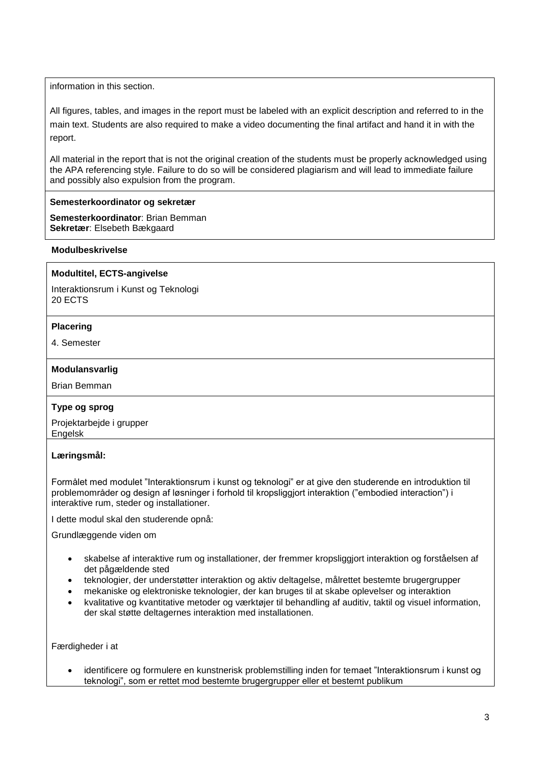information in this section.

All figures, tables, and images in the report must be labeled with an explicit description and referred to in the main text. Students are also required to make a video documenting the final artifact and hand it in with the report.

All material in the report that is not the original creation of the students must be properly acknowledged using the APA referencing style. Failure to do so will be considered plagiarism and will lead to immediate failure and possibly also expulsion from the program.

**Semesterkoordinator og sekretær**

**Semesterkoordinator**: Brian Bemman
**Sekretær**: Elsebeth Bækgaard

**Modulbeskrivelse**

**Modultitel, ECTS-angivelse**

Interaktionsrum i Kunst og Teknologi
20 ECTS

**Placering**

4. Semester

**Modulansvarlig**

Brian Bemman

**Type og sprog**

Projektarbejde i grupper
Engelsk

**Læringsmål:**

Formålet med modulet "Interaktionsrum i kunst og teknologi" er at give den studerende en introduktion til problemområder og design af løsninger i forhold til kropsliggjort interaktion ("embodied interaction") i interaktive rum, steder og installationer.

I dette modul skal den studerende opnå:

Grundlæggende viden om

- skabelse af interaktive rum og installationer, der fremmer kropsliggjort interaktion og forståelsen af det pågældende sted
- teknologier, der understøtter interaktion og aktiv deltagelse, målrettet bestemte brugergrupper
- mekaniske og elektroniske teknologier, der kan bruges til at skabe oplevelser og interaktion
- kvalitative og kvantitative metoder og værktøjer til behandling af auditiv, taktil og visuel information, der skal støtte deltagernes interaktion med installationen.

Færdigheder i at

- identificere og formulere en kunstnerisk problemstilling inden for temaet "Interaktionsrum i kunst og teknologi", som er rettet mod bestemte brugergrupper eller et bestemt publikum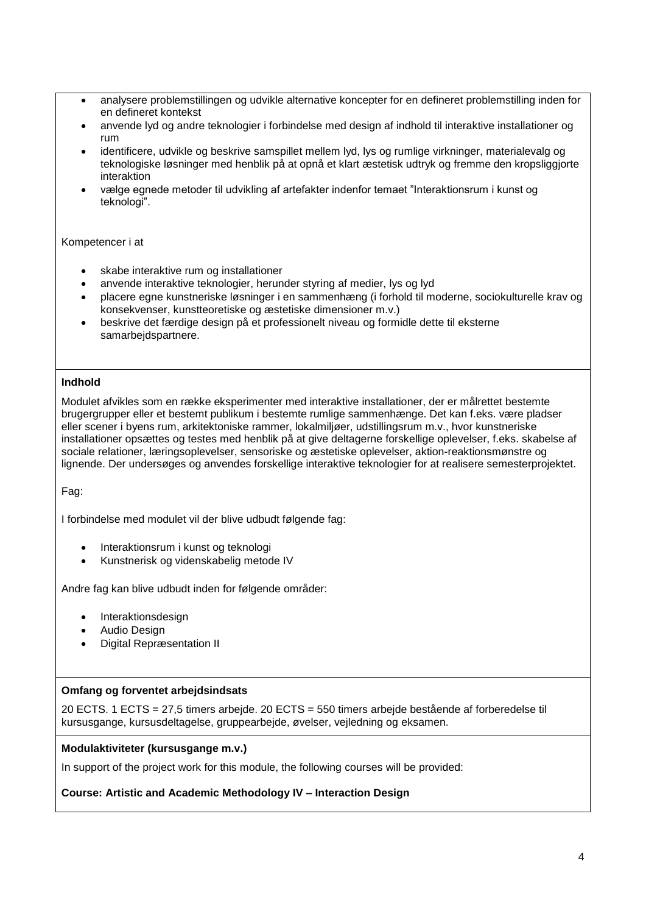- analysere problemstillingen og udvikle alternative koncepter for en defineret problemstilling inden for en defineret kontekst
- anvende lyd og andre teknologier i forbindelse med design af indhold til interaktive installationer og rum
- identificere, udvikle og beskrive samspillet mellem lyd, lys og rumlige virkninger, materialevalg og teknologiske løsninger med henblik på at opnå et klart æstetisk udtryk og fremme den kropsliggjorte interaktion
- vælge egnede metoder til udvikling af artefakter indenfor temaet "Interaktionsrum i kunst og teknologi".

Kompetencer i at

- skabe interaktive rum og installationer
- anvende interaktive teknologier, herunder styring af medier, lys og lyd
- placere egne kunstneriske løsninger i en sammenhæng (i forhold til moderne, sociokulturelle krav og konsekvenser, kunstteoretiske og æstetiske dimensioner m.v.)
- beskrive det færdige design på et professionelt niveau og formidle dette til eksterne samarbejdspartnere.

**Indhold**

Modulet afvikles som en række eksperimenter med interaktive installationer, der er målrettet bestemte brugergrupper eller et bestemt publikum i bestemte rumlige sammenhænge. Det kan f.eks. være pladser eller scener i byens rum, arkitektoniske rammer, lokalmiljøer, udstillingsrum m.v., hvor kunstneriske installationer opsættes og testes med henblik på at give deltagerne forskellige oplevelser, f.eks. skabelse af sociale relationer, læringsoplevelser, sensoriske og æstetiske oplevelser, aktion-reaktionsmønstre og lignende. Der undersøges og anvendes forskellige interaktive teknologier for at realisere semesterprojektet.

Fag:

I forbindelse med modulet vil der blive udbudt følgende fag:

- Interaktionsrum i kunst og teknologi
- Kunstnerisk og videnskabelig metode IV

Andre fag kan blive udbudt inden for følgende områder:

- Interaktionsdesign
- Audio Design
- Digital Repræsentation II

**Omfang og forventet arbejdsindsats**

20 ECTS. 1 ECTS = 27,5 timers arbejde. 20 ECTS = 550 timers arbejde bestående af forberedelse til kursusgange, kursusdeltagelse, gruppearbejde, øvelser, vejledning og eksamen.

**Modulaktiviteter (kursusgange m.v.)**

In support of the project work for this module, the following courses will be provided:

**Course: Artistic and Academic Methodology IV – Interaction Design**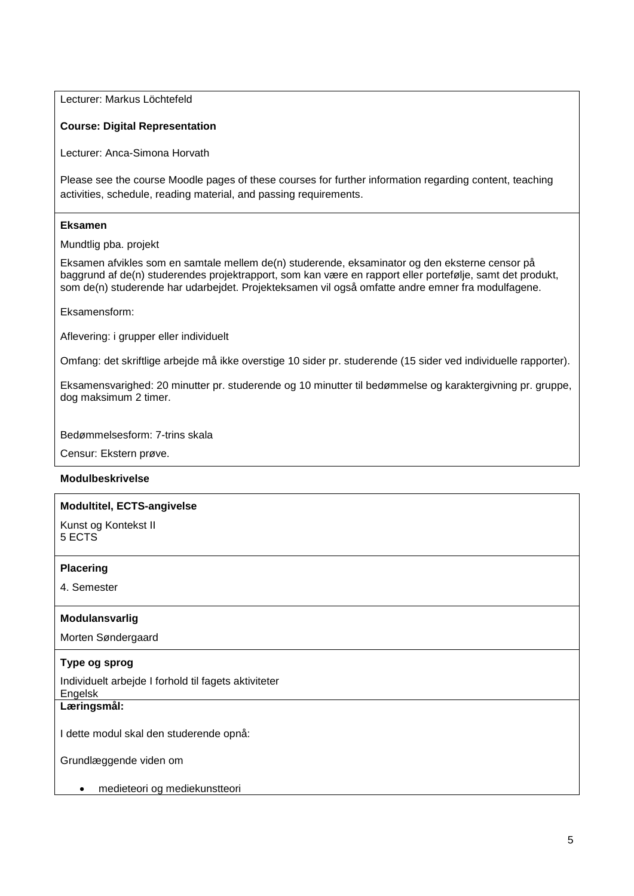Lecturer: Markus Löchtefeld

**Course: Digital Representation**

Lecturer: Anca-Simona Horvath

Please see the course Moodle pages of these courses for further information regarding content, teaching activities, schedule, reading material, and passing requirements.

**Eksamen**

Mundtlig pba. projekt

Eksamen afvikles som en samtale mellem de(n) studerende, eksaminator og den eksterne censor på baggrund af de(n) studerendes projektrapport, som kan være en rapport eller portefølje, samt det produkt, som de(n) studerende har udarbejdet. Projekteksamen vil også omfatte andre emner fra modulfagene.

Eksamensform:

Aflevering: i grupper eller individuelt

Omfang: det skriftlige arbejde må ikke overstige 10 sider pr. studerende (15 sider ved individuelle rapporter).

Eksamensvarighed: 20 minutter pr. studerende og 10 minutter til bedømmelse og karaktergivning pr. gruppe, dog maksimum 2 timer.

Bedømmelsesform: 7-trins skala

Censur: Ekstern prøve.

**Modulbeskrivelse**

**Modultitel, ECTS-angivelse**

Kunst og Kontekst II
5 ECTS

**Placering**

4. Semester

**Modulansvarlig**

Morten Søndergaard

**Type og sprog**

Individuelt arbejde I forhold til fagets aktiviteter
Engelsk

**Læringsmål:**

I dette modul skal den studerende opnå:

Grundlæggende viden om

- medieteori og mediekunstteori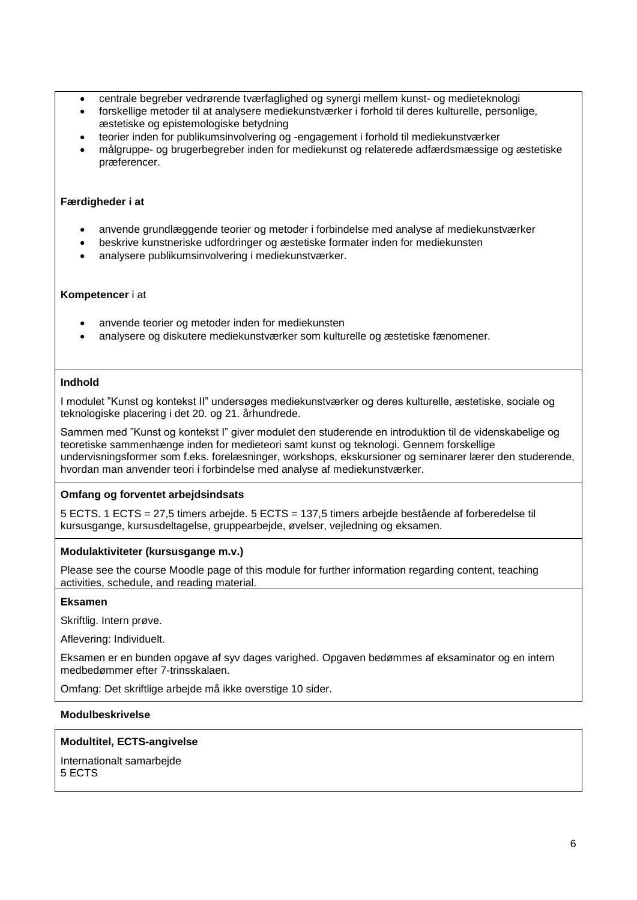- centrale begreber vedrørende tværfaglighed og synergi mellem kunst- og medieteknologi
- forskellige metoder til at analysere mediekunstværker i forhold til deres kulturelle, personlige, æstetiske og epistemologiske betydning
- teorier inden for publikumsinvolvering og -engagement i forhold til mediekunstværker
- målgruppe- og brugerbegreber inden for mediekunst og relaterede adfærdsmæssige og æstetiske præferencer.

**Færdigheder i at**

- anvende grundlæggende teorier og metoder i forbindelse med analyse af mediekunstværker
- beskrive kunstneriske udfordringer og æstetiske formater inden for mediekunsten
- analysere publikumsinvolvering i mediekunstværker.

**Kompetencer** i at

- anvende teorier og metoder inden for mediekunsten
- analysere og diskutere mediekunstværker som kulturelle og æstetiske fænomener.

**Indhold**

I modulet "Kunst og kontekst II" undersøges mediekunstværker og deres kulturelle, æstetiske, sociale og teknologiske placering i det 20. og 21. århundrede.

Sammen med "Kunst og kontekst I" giver modulet den studerende en introduktion til de videnskabelige og teoretiske sammenhænge inden for medieteori samt kunst og teknologi. Gennem forskellige undervisningsformer som f.eks. forelæsninger, workshops, ekskursioner og seminarer lærer den studerende, hvordan man anvender teori i forbindelse med analyse af mediekunstværker.

**Omfang og forventet arbejdsindsats**

5 ECTS. 1 ECTS = 27,5 timers arbejde. 5 ECTS = 137,5 timers arbejde bestående af forberedelse til kursusgange, kursusdeltagelse, gruppearbejde, øvelser, vejledning og eksamen.

**Modulaktiviteter (kursusgange m.v.)**

Please see the course Moodle page of this module for further information regarding content, teaching activities, schedule, and reading material.

**Eksamen**

Skriftlig. Intern prøve.

Aflevering: Individuelt.

Eksamen er en bunden opgave af syv dages varighed. Opgaven bedømmes af eksaminator og en intern medbedømmer efter 7-trinsskalaen.

Omfang: Det skriftlige arbejde må ikke overstige 10 sider.

**Modulbeskrivelse**

**Modultitel, ECTS-angivelse**

Internationalt samarbejde
5 ECTS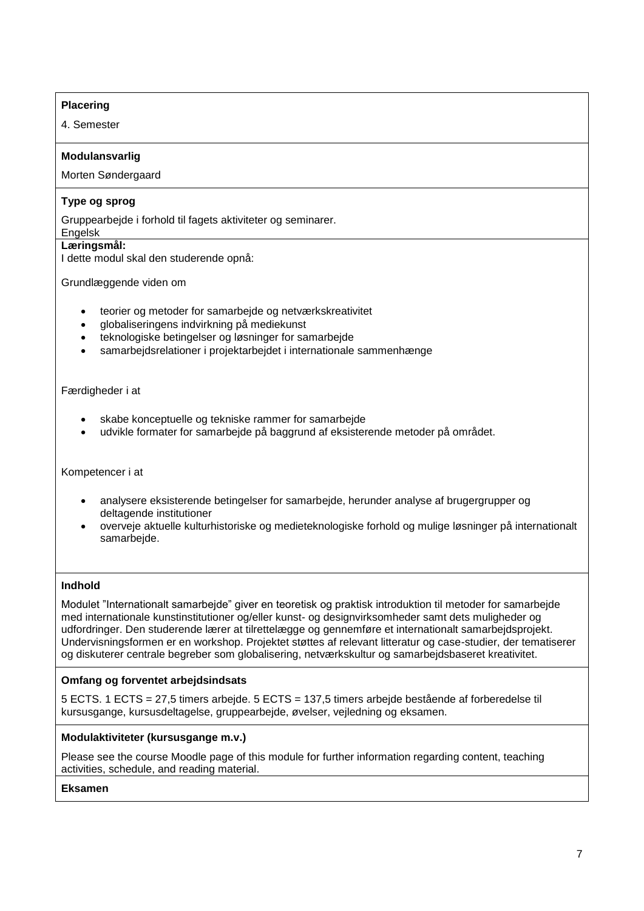**Placering**

4. Semester

**Modulansvarlig**

Morten Søndergaard

**Type og sprog**

Gruppearbejde i forhold til fagets aktiviteter og seminarer.
Engelsk

**Læringsmål:**

I dette modul skal den studerende opnå:

Grundlæggende viden om

- teorier og metoder for samarbejde og netværkskreativitet
- globaliseringens indvirkning på mediekunst
- teknologiske betingelser og løsninger for samarbejde
- samarbejdsrelationer i projektarbejdet i internationale sammenhænge

Færdigheder i at

- skabe konceptuelle og tekniske rammer for samarbejde
- udvikle formater for samarbejde på baggrund af eksisterende metoder på området.

Kompetencer i at

- analysere eksisterende betingelser for samarbejde, herunder analyse af brugergrupper og deltagende institutioner
- overveje aktuelle kulturhistoriske og medieteknologiske forhold og mulige løsninger på internationalt samarbejde.

**Indhold**

Modulet "Internationalt samarbejde" giver en teoretisk og praktisk introduktion til metoder for samarbejde med internationale kunstinstitutioner og/eller kunst- og designvirksomheder samt dets muligheder og udfordringer. Den studerende lærer at tilrettelægge og gennemføre et internationalt samarbejdsprojekt. Undervisningsformen er en workshop. Projektet støttes af relevant litteratur og case-studier, der tematiserer og diskuterer centrale begreber som globalisering, netværkskultur og samarbejdsbaseret kreativitet.

**Omfang og forventet arbejdsindsats**

5 ECTS. 1 ECTS = 27,5 timers arbejde. 5 ECTS = 137,5 timers arbejde bestående af forberedelse til kursusgange, kursusdeltagelse, gruppearbejde, øvelser, vejledning og eksamen.

**Modulaktiviteter (kursusgange m.v.)**

Please see the course Moodle page of this module for further information regarding content, teaching activities, schedule, and reading material.

**Eksamen**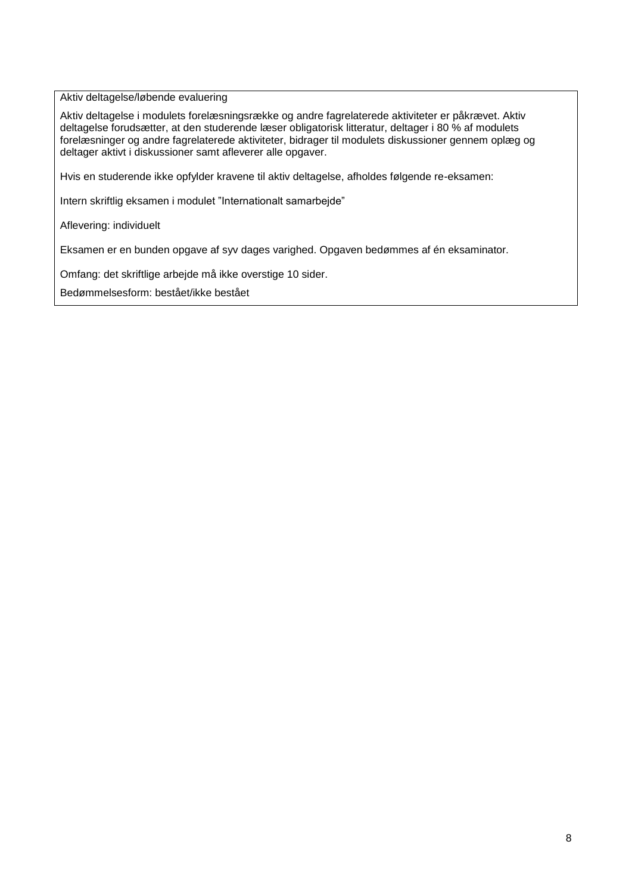Aktiv deltagelse/løbende evaluering

Aktiv deltagelse i modulets forelæsningsrække og andre fagrelaterede aktiviteter er påkrævet. Aktiv deltagelse forudsætter, at den studerende læser obligatorisk litteratur, deltager i 80 % af modulets forelæsninger og andre fagrelaterede aktiviteter, bidrager til modulets diskussioner gennem oplæg og deltager aktivt i diskussioner samt afleverer alle opgaver.

Hvis en studerende ikke opfylder kravene til aktiv deltagelse, afholdes følgende re-eksamen:

Intern skriftlig eksamen i modulet "Internationalt samarbejde"

Aflevering: individuelt

Eksamen er en bunden opgave af syv dages varighed. Opgaven bedømmes af én eksaminator.

Omfang: det skriftlige arbejde må ikke overstige 10 sider.

Bedømmelsesform: bestået/ikke bestået